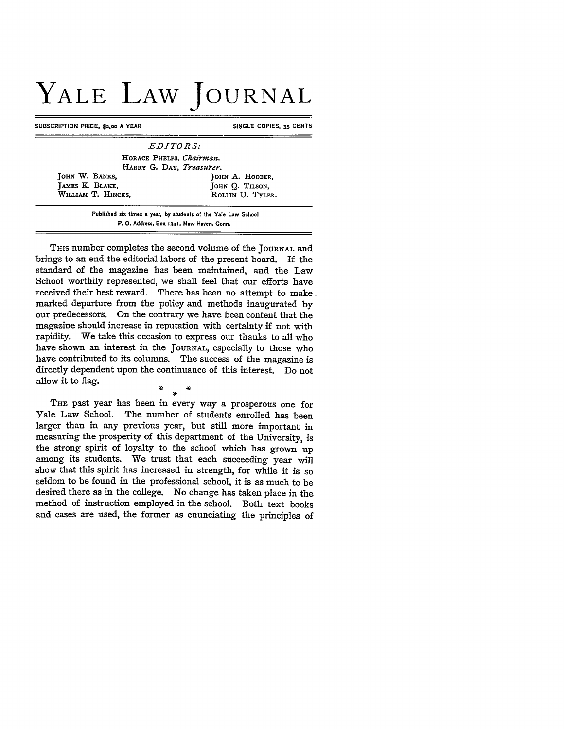# YALE LAW JOURNAL

SUBSCRIPTION PRICE, $2.00 A YEAR — SINGLE COPIES, 35 CENTS

*EDITORS:*

HORACE PHELPS, *Chairman.*
HARRY G. DAY, *Treasurer.*

JOHN W. BANKS,
JAMES K. BLAKE,
WILLIAM T. HINCKS,
JOHN A. HOOBER,
JOHN Q. TILSON,
ROLLIN U. TYLER.

Published six times a year, by students of the Yale Law School
P. O. Address, Box 1341, New Haven, Conn.

---

THIS number completes the second volume of the JOURNAL and brings to an end the editorial labors of the present board. If the standard of the magazine has been maintained, and the Law School worthily represented, we shall feel that our efforts have received their best reward. There has been no attempt to make marked departure from the policy and methods inaugurated by our predecessors. On the contrary we have been content that the magazine should increase in reputation with certainty if not with rapidity. We take this occasion to express our thanks to all who have shown an interest in the JOURNAL, especially to those who have contributed to its columns. The success of the magazine is directly dependent upon the continuance of this interest. Do not allow it to flag.

\* \* \*

THE past year has been in every way a prosperous one for Yale Law School. The number of students enrolled has been larger than in any previous year, but still more important in measuring the prosperity of this department of the University, is the strong spirit of loyalty to the school which has grown up among its students. We trust that each succeeding year will show that this spirit has increased in strength, for while it is so seldom to be found in the professional school, it is as much to be desired there as in the college. No change has taken place in the method of instruction employed in the school. Both text books and cases are used, the former as enunciating the principles of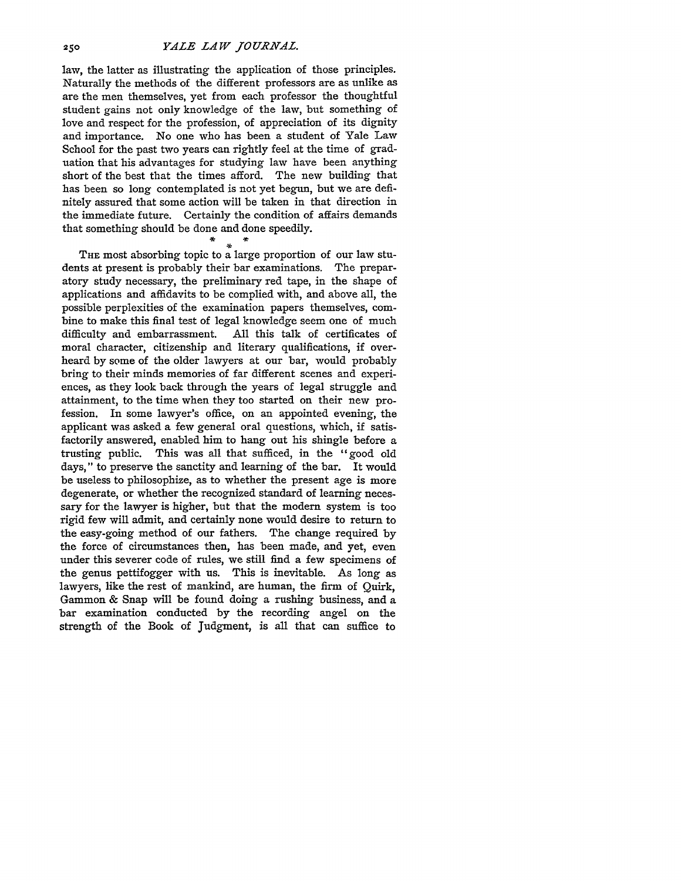law, the latter as illustrating the application of those principles. Naturally the methods of the different professors are as unlike as are the men themselves, yet from each professor the thoughtful student gains not only knowledge of the law, but something of love and respect for the profession, of appreciation of its dignity and importance. No one who has been a student of Yale Law School for the past two years can rightly feel at the time of graduation that his advantages for studying law have been anything short of the best that the times afford. The new building that has been so long contemplated is not yet begun, but we are definitely assured that some action will be taken in that direction in the immediate future. Certainly the condition of affairs demands that something should be done and done speedily.

\* \* \*

THE most absorbing topic to a large proportion of our law students at present is probably their bar examinations. The preparatory study necessary, the preliminary red tape, in the shape of applications and affidavits to be complied with, and above all, the possible perplexities of the examination papers themselves, combine to make this final test of legal knowledge seem one of much difficulty and embarrassment. All this talk of certificates of moral character, citizenship and literary qualifications, if overheard by some of the older lawyers at our bar, would probably bring to their minds memories of far different scenes and experiences, as they look back through the years of legal struggle and attainment, to the time when they too started on their new profession. In some lawyer's office, on an appointed evening, the applicant was asked a few general oral questions, which, if satisfactorily answered, enabled him to hang out his shingle before a trusting public. This was all that sufficed, in the "good old days," to preserve the sanctity and learning of the bar. It would be useless to philosophize, as to whether the present age is more degenerate, or whether the recognized standard of learning necessary for the lawyer is higher, but that the modern system is too rigid few will admit, and certainly none would desire to return to the easy-going method of our fathers. The change required by the force of circumstances then, has been made, and yet, even under this severer code of rules, we still find a few specimens of the genus pettifogger with us. This is inevitable. As long as lawyers, like the rest of mankind, are human, the firm of Quirk, Gammon & Snap will be found doing a rushing business, and a bar examination conducted by the recording angel on the strength of the Book of Judgment, is all that can suffice to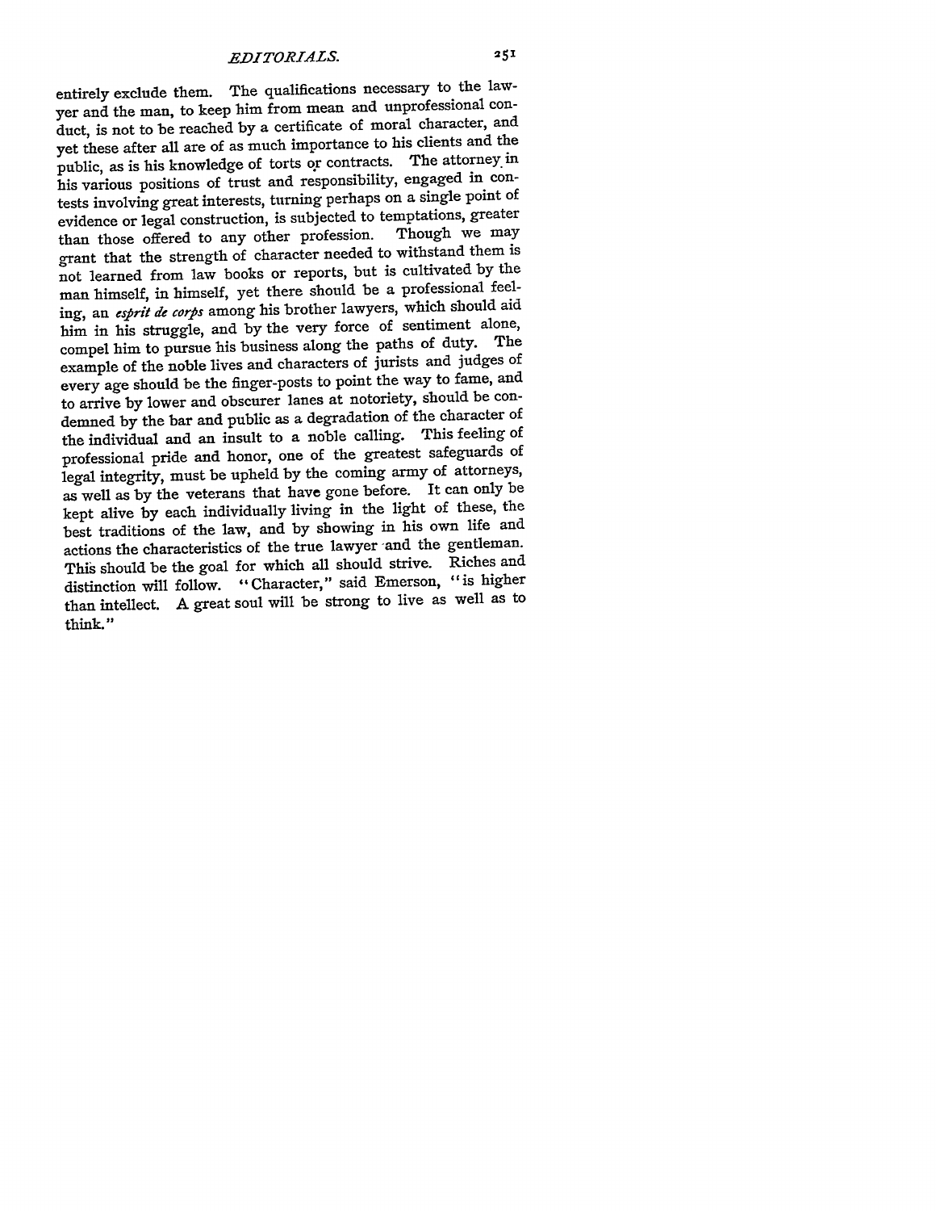entirely exclude them. The qualifications necessary to the lawyer and the man, to keep him from mean and unprofessional conduct, is not to be reached by a certificate of moral character, and yet these after all are of as much importance to his clients and the public, as is his knowledge of torts or contracts. The attorney in his various positions of trust and responsibility, engaged in contests involving great interests, turning perhaps on a single point of evidence or legal construction, is subjected to temptations, greater than those offered to any other profession. Though we may grant that the strength of character needed to withstand them is not learned from law books or reports, but is cultivated by the man himself, in himself, yet there should be a professional feeling, an *esprit de corps* among his brother lawyers, which should aid him in his struggle, and by the very force of sentiment alone, compel him to pursue his business along the paths of duty. The example of the noble lives and characters of jurists and judges of every age should be the finger-posts to point the way to fame, and to arrive by lower and obscurer lanes at notoriety, should be condemned by the bar and public as a degradation of the character of the individual and an insult to a noble calling. This feeling of professional pride and honor, one of the greatest safeguards of legal integrity, must be upheld by the coming army of attorneys, as well as by the veterans that have gone before. It can only be kept alive by each individually living in the light of these, the best traditions of the law, and by showing in his own life and actions the characteristics of the true lawyer and the gentleman. This should be the goal for which all should strive. Riches and distinction will follow. "Character," said Emerson, "is higher than intellect. A great soul will be strong to live as well as to think."